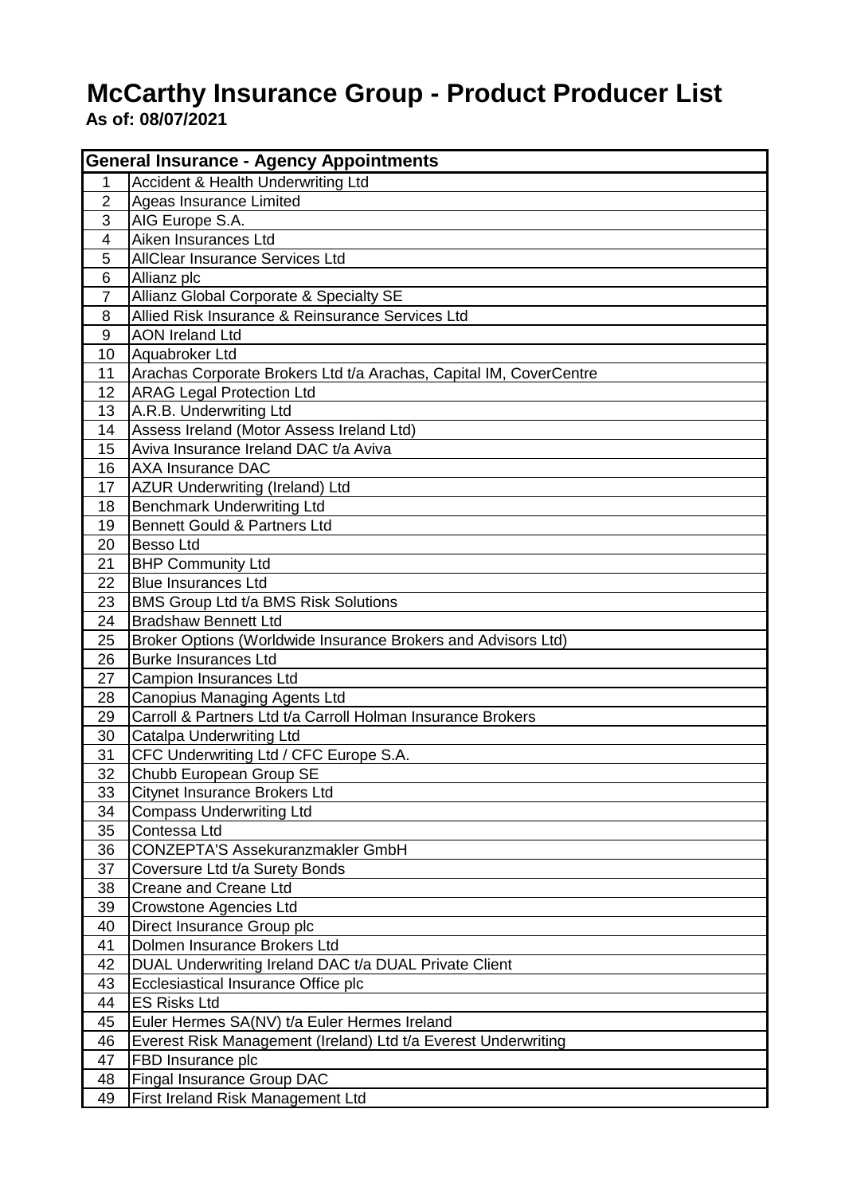# McCarthy Insurance Group - Product Producer List

**As of: 08/07/2021**

| General Insurance - Agency Appointments | |
|---|---|
| 1 | Accident & Health Underwriting Ltd |
| 2 | Ageas Insurance Limited |
| 3 | AIG Europe S.A. |
| 4 | Aiken Insurances Ltd |
| 5 | AllClear Insurance Services Ltd |
| 6 | Allianz plc |
| 7 | Allianz Global Corporate & Specialty SE |
| 8 | Allied Risk Insurance & Reinsurance Services Ltd |
| 9 | AON Ireland Ltd |
| 10 | Aquabroker Ltd |
| 11 | Arachas Corporate Brokers Ltd t/a Arachas, Capital IM, CoverCentre |
| 12 | ARAG Legal Protection Ltd |
| 13 | A.R.B. Underwriting Ltd |
| 14 | Assess Ireland (Motor Assess Ireland Ltd) |
| 15 | Aviva Insurance Ireland DAC t/a Aviva |
| 16 | AXA Insurance DAC |
| 17 | AZUR Underwriting (Ireland) Ltd |
| 18 | Benchmark Underwriting Ltd |
| 19 | Bennett Gould & Partners Ltd |
| 20 | Besso Ltd |
| 21 | BHP Community Ltd |
| 22 | Blue Insurances Ltd |
| 23 | BMS Group Ltd t/a BMS Risk Solutions |
| 24 | Bradshaw Bennett Ltd |
| 25 | Broker Options (Worldwide Insurance Brokers and Advisors Ltd) |
| 26 | Burke Insurances Ltd |
| 27 | Campion Insurances Ltd |
| 28 | Canopius Managing Agents Ltd |
| 29 | Carroll & Partners Ltd t/a Carroll Holman Insurance Brokers |
| 30 | Catalpa Underwriting Ltd |
| 31 | CFC Underwriting Ltd / CFC Europe S.A. |
| 32 | Chubb European Group SE |
| 33 | Citynet Insurance Brokers Ltd |
| 34 | Compass Underwriting Ltd |
| 35 | Contessa Ltd |
| 36 | CONZEPTA'S Assekuranzmakler GmbH |
| 37 | Coversure Ltd t/a Surety Bonds |
| 38 | Creane and Creane Ltd |
| 39 | Crowstone Agencies Ltd |
| 40 | Direct Insurance Group plc |
| 41 | Dolmen Insurance Brokers Ltd |
| 42 | DUAL Underwriting Ireland DAC t/a DUAL Private Client |
| 43 | Ecclesiastical Insurance Office plc |
| 44 | ES Risks Ltd |
| 45 | Euler Hermes SA(NV) t/a Euler Hermes Ireland |
| 46 | Everest Risk Management (Ireland) Ltd t/a Everest Underwriting |
| 47 | FBD Insurance plc |
| 48 | Fingal Insurance Group DAC |
| 49 | First Ireland Risk Management Ltd |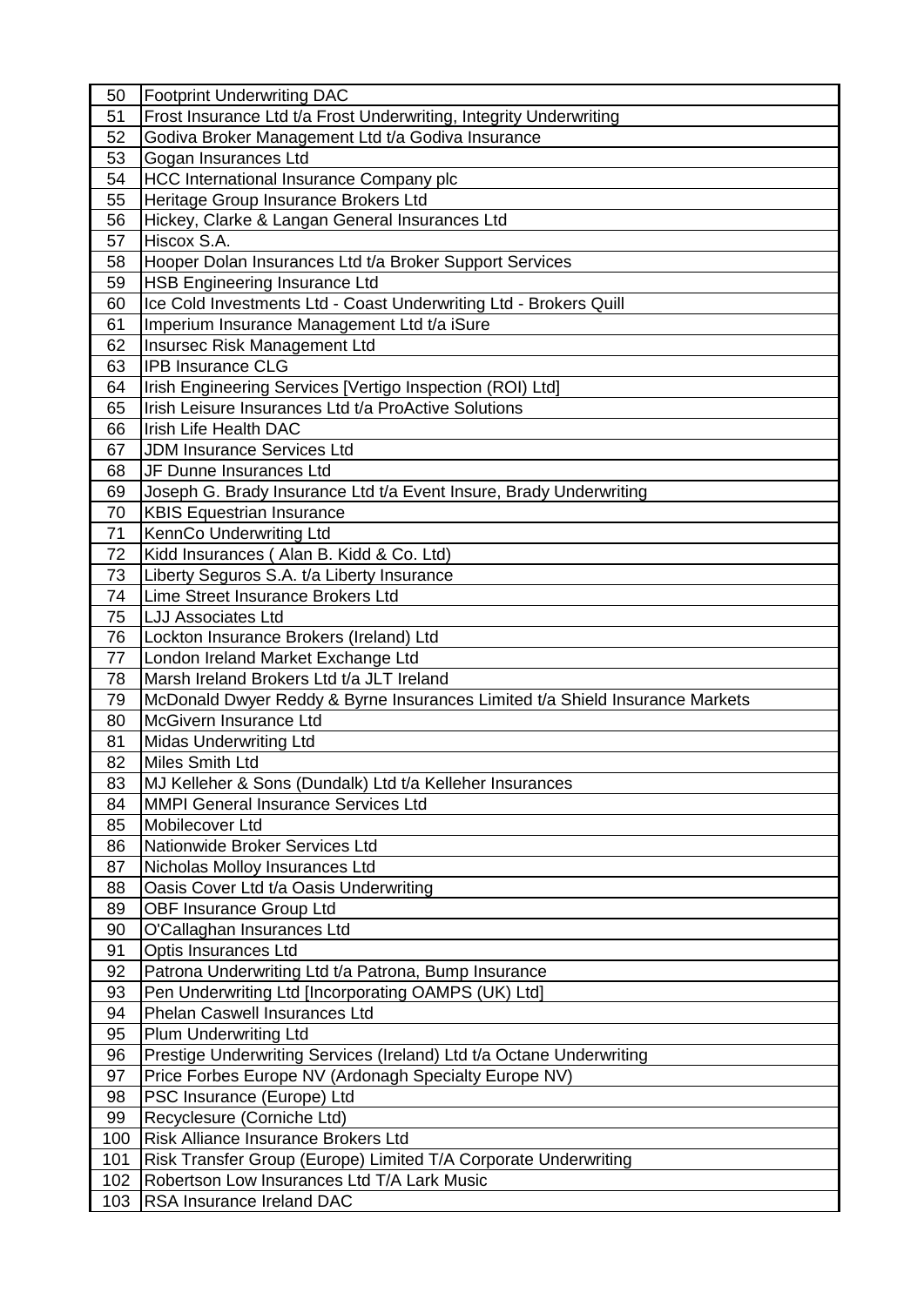| | |
|---|---|
| 50 | Footprint Underwriting DAC |
| 51 | Frost Insurance Ltd t/a Frost Underwriting, Integrity Underwriting |
| 52 | Godiva Broker Management Ltd t/a Godiva Insurance |
| 53 | Gogan Insurances Ltd |
| 54 | HCC International Insurance Company plc |
| 55 | Heritage Group Insurance Brokers Ltd |
| 56 | Hickey, Clarke & Langan General Insurances Ltd |
| 57 | Hiscox S.A. |
| 58 | Hooper Dolan Insurances Ltd t/a Broker Support Services |
| 59 | HSB Engineering Insurance Ltd |
| 60 | Ice Cold Investments Ltd - Coast Underwriting Ltd - Brokers Quill |
| 61 | Imperium Insurance Management Ltd t/a iSure |
| 62 | Insursec Risk Management Ltd |
| 63 | IPB Insurance CLG |
| 64 | Irish Engineering Services [Vertigo Inspection (ROI) Ltd] |
| 65 | Irish Leisure Insurances Ltd t/a ProActive Solutions |
| 66 | Irish Life Health DAC |
| 67 | JDM Insurance Services Ltd |
| 68 | JF Dunne Insurances Ltd |
| 69 | Joseph G. Brady Insurance Ltd t/a Event Insure, Brady Underwriting |
| 70 | KBIS Equestrian Insurance |
| 71 | KennCo Underwriting Ltd |
| 72 | Kidd Insurances ( Alan B. Kidd & Co. Ltd) |
| 73 | Liberty Seguros S.A. t/a Liberty Insurance |
| 74 | Lime Street Insurance Brokers Ltd |
| 75 | LJJ Associates Ltd |
| 76 | Lockton Insurance Brokers (Ireland) Ltd |
| 77 | London Ireland Market Exchange Ltd |
| 78 | Marsh Ireland Brokers Ltd t/a JLT Ireland |
| 79 | McDonald Dwyer Reddy & Byrne Insurances Limited t/a Shield Insurance Markets |
| 80 | McGivern Insurance Ltd |
| 81 | Midas Underwriting Ltd |
| 82 | Miles Smith Ltd |
| 83 | MJ Kelleher & Sons (Dundalk) Ltd t/a Kelleher Insurances |
| 84 | MMPI General Insurance Services Ltd |
| 85 | Mobilecover Ltd |
| 86 | Nationwide Broker Services Ltd |
| 87 | Nicholas Molloy Insurances Ltd |
| 88 | Oasis Cover Ltd t/a Oasis Underwriting |
| 89 | OBF Insurance Group Ltd |
| 90 | O'Callaghan Insurances Ltd |
| 91 | Optis Insurances Ltd |
| 92 | Patrona Underwriting Ltd t/a Patrona, Bump Insurance |
| 93 | Pen Underwriting Ltd [Incorporating OAMPS (UK) Ltd] |
| 94 | Phelan Caswell Insurances Ltd |
| 95 | Plum Underwriting Ltd |
| 96 | Prestige Underwriting Services (Ireland) Ltd t/a Octane Underwriting |
| 97 | Price Forbes Europe NV (Ardonagh Specialty Europe NV) |
| 98 | PSC Insurance (Europe) Ltd |
| 99 | Recyclesure (Corniche Ltd) |
| 100 | Risk Alliance Insurance Brokers Ltd |
| 101 | Risk Transfer Group (Europe) Limited T/A Corporate Underwriting |
| 102 | Robertson Low Insurances Ltd T/A Lark Music |
| 103 | RSA Insurance Ireland DAC |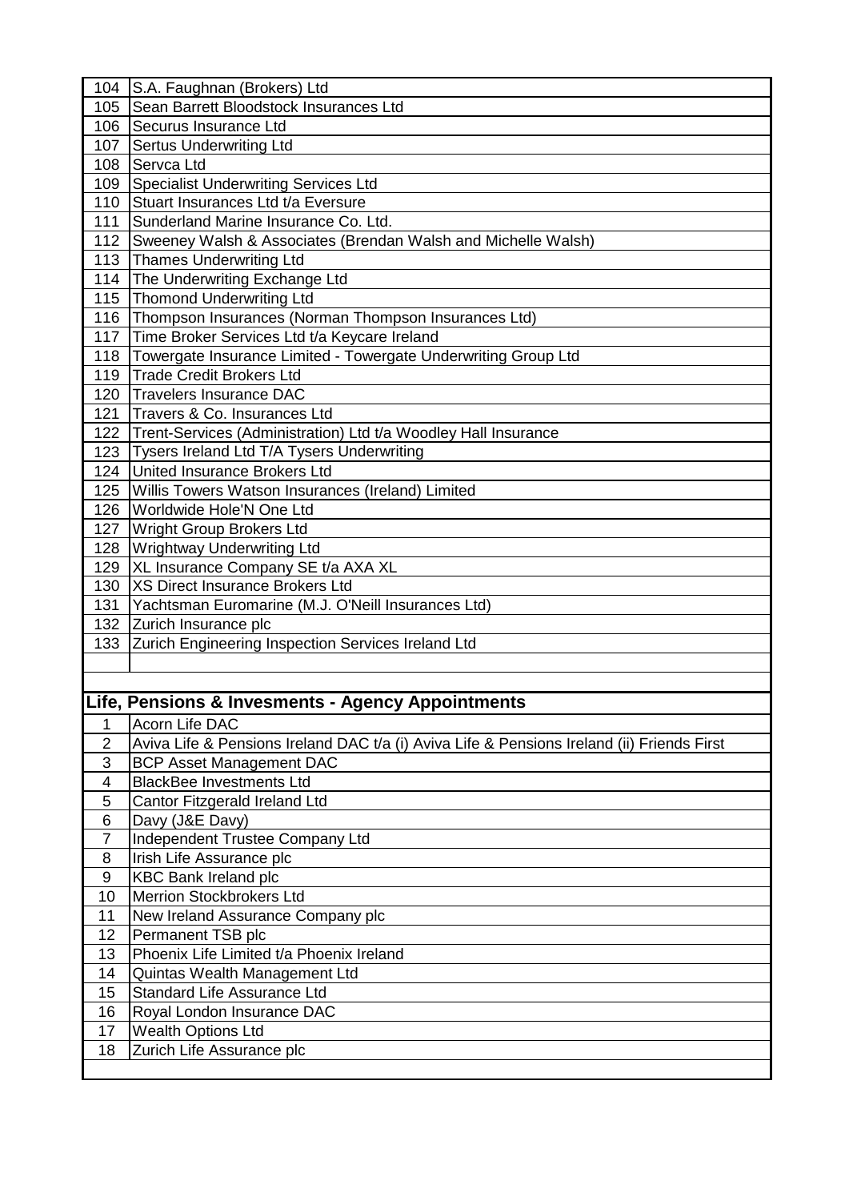| | |
|---|---|
| 104 | S.A. Faughnan (Brokers) Ltd |
| 105 | Sean Barrett Bloodstock Insurances Ltd |
| 106 | Securus Insurance Ltd |
| 107 | Sertus Underwriting Ltd |
| 108 | Servca Ltd |
| 109 | Specialist Underwriting Services Ltd |
| 110 | Stuart Insurances Ltd t/a Eversure |
| 111 | Sunderland Marine Insurance Co. Ltd. |
| 112 | Sweeney Walsh & Associates (Brendan Walsh and Michelle Walsh) |
| 113 | Thames Underwriting Ltd |
| 114 | The Underwriting Exchange Ltd |
| 115 | Thomond Underwriting Ltd |
| 116 | Thompson Insurances (Norman Thompson Insurances Ltd) |
| 117 | Time Broker Services Ltd t/a Keycare Ireland |
| 118 | Towergate Insurance Limited - Towergate Underwriting Group Ltd |
| 119 | Trade Credit Brokers Ltd |
| 120 | Travelers Insurance DAC |
| 121 | Travers & Co. Insurances Ltd |
| 122 | Trent-Services (Administration) Ltd t/a Woodley Hall Insurance |
| 123 | Tysers Ireland Ltd T/A Tysers Underwriting |
| 124 | United Insurance Brokers Ltd |
| 125 | Willis Towers Watson Insurances (Ireland) Limited |
| 126 | Worldwide Hole'N One Ltd |
| 127 | Wright Group Brokers Ltd |
| 128 | Wrightway Underwriting Ltd |
| 129 | XL Insurance Company SE t/a AXA XL |
| 130 | XS Direct Insurance Brokers Ltd |
| 131 | Yachtsman Euromarine (M.J. O'Neill Insurances Ltd) |
| 132 | Zurich Insurance plc |
| 133 | Zurich Engineering Inspection Services Ireland Ltd |

## Life, Pensions & Invesments - Agency Appointments

| | |
|---|---|
| 1 | Acorn Life DAC |
| 2 | Aviva Life & Pensions Ireland DAC t/a (i) Aviva Life & Pensions Ireland (ii) Friends First |
| 3 | BCP Asset Management DAC |
| 4 | BlackBee Investments Ltd |
| 5 | Cantor Fitzgerald Ireland Ltd |
| 6 | Davy (J&E Davy) |
| 7 | Independent Trustee Company Ltd |
| 8 | Irish Life Assurance plc |
| 9 | KBC Bank Ireland plc |
| 10 | Merrion Stockbrokers Ltd |
| 11 | New Ireland Assurance Company plc |
| 12 | Permanent TSB plc |
| 13 | Phoenix Life Limited t/a Phoenix Ireland |
| 14 | Quintas Wealth Management Ltd |
| 15 | Standard Life Assurance Ltd |
| 16 | Royal London Insurance DAC |
| 17 | Wealth Options Ltd |
| 18 | Zurich Life Assurance plc |